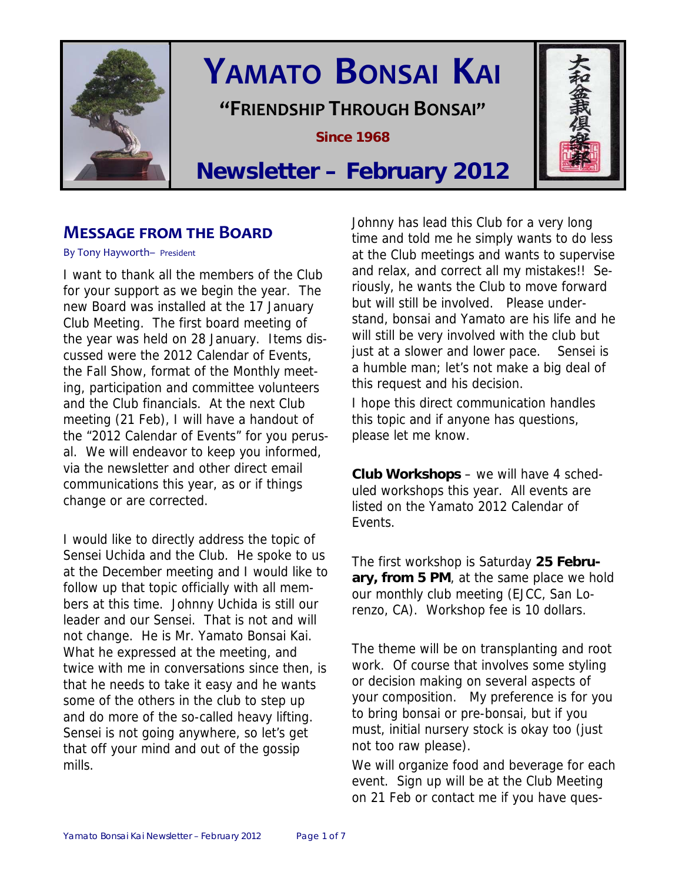# YAMATO BONSAI KAI

**"FRIENDSHIP THROUGH BONSAI"**

**Since 1968**

## Newsletter – February 2012

大和盆栽倶楽部

## MESSAGE FROM THE BOARD

By Tony Hayworth– President

I want to thank all the members of the Club for your support as we begin the year. The new Board was installed at the 17 January Club Meeting. The first board meeting of the year was held on 28 January. Items discussed were the 2012 Calendar of Events, the Fall Show, format of the Monthly meeting, participation and committee volunteers and the Club financials. At the next Club meeting (21 Feb), I will have a handout of the "2012 Calendar of Events" for you perusal. We will endeavor to keep you informed, via the newsletter and other direct email communications this year, as or if things change or are corrected.

I would like to directly address the topic of Sensei Uchida and the Club. He spoke to us at the December meeting and I would like to follow up that topic officially with all members at this time. Johnny Uchida is still our leader and our Sensei. That is not and will not change. He is Mr. Yamato Bonsai Kai. What he expressed at the meeting, and twice with me in conversations since then, is that he needs to take it easy and he wants some of the others in the club to step up and do more of the so-called heavy lifting. Sensei is not going anywhere, so let's get that off your mind and out of the gossip mills.

Johnny has lead this Club for a very long time and told me he simply wants to do less at the Club meetings and wants to supervise and relax, and correct all my mistakes!! Seriously, he wants the Club to move forward but will still be involved. Please understand, bonsai and Yamato are his life and he will still be very involved with the club but just at a slower and lower pace. Sensei is a humble man; let's not make a big deal of this request and his decision.

I hope this direct communication handles this topic and if anyone has questions, please let me know.

**Club Workshops** – we will have 4 scheduled workshops this year. All events are listed on the Yamato 2012 Calendar of Events.

The first workshop is Saturday **25 February, from 5 PM**, at the same place we hold our monthly club meeting (EJCC, San Lorenzo, CA). Workshop fee is 10 dollars.

The theme will be on transplanting and root work. Of course that involves some styling or decision making on several aspects of your composition. My preference is for you to bring bonsai or pre-bonsai, but if you must, initial nursery stock is okay too (just not too raw please).

We will organize food and beverage for each event. Sign up will be at the Club Meeting on 21 Feb or contact me if you have ques-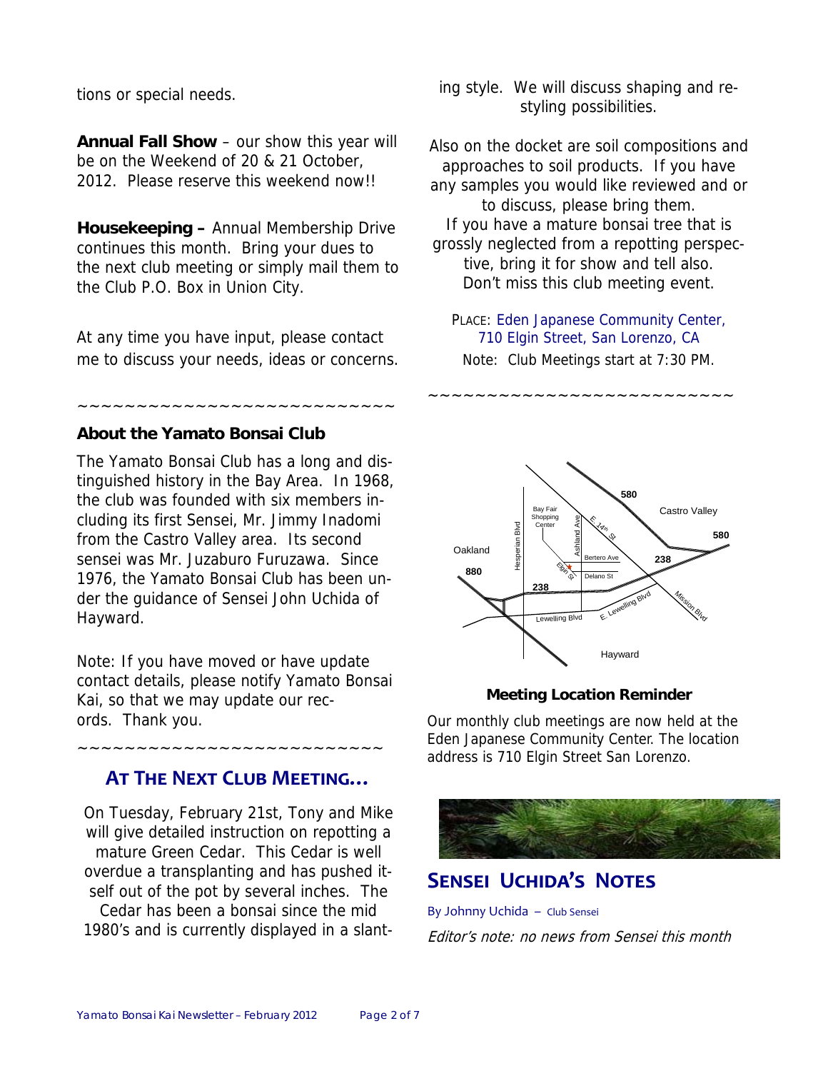tions or special needs.

**Annual Fall Show** – our show this year will be on the Weekend of 20 & 21 October, 2012. Please reserve this weekend now!!

**Housekeeping –** Annual Membership Drive continues this month. Bring your dues to the next club meeting or simply mail them to the Club P.O. Box in Union City.

At any time you have input, please contact me to discuss your needs, ideas or concerns.

~~~~~~~~~~~~~~~~~~~~~~~~~~~

**About the Yamato Bonsai Club**

The Yamato Bonsai Club has a long and distinguished history in the Bay Area. In 1968, the club was founded with six members including its first Sensei, Mr. Jimmy Inadomi from the Castro Valley area. Its second sensei was Mr. Juzaburo Furuzawa. Since 1976, the Yamato Bonsai Club has been under the guidance of Sensei John Uchida of Hayward.

Note: If you have moved or have update contact details, please notify Yamato Bonsai Kai, so that we may update our records. Thank you.

~~~~~~~~~~~~~~~~~~~~~~~~~~~

## AT THE NEXT CLUB MEETING…

On Tuesday, February 21st, Tony and Mike will give detailed instruction on repotting a mature Green Cedar. This Cedar is well overdue a transplanting and has pushed itself out of the pot by several inches. The Cedar has been a bonsai since the mid 1980's and is currently displayed in a slanting style. We will discuss shaping and restyling possibilities.

Also on the docket are soil compositions and approaches to soil products. If you have any samples you would like reviewed and or to discuss, please bring them.
If you have a mature bonsai tree that is grossly neglected from a repotting perspective, bring it for show and tell also.
Don't miss this club meeting event.

PLACE: Eden Japanese Community Center, 710 Elgin Street, San Lorenzo, CA
Note: Club Meetings start at 7:30 PM.

~~~~~~~~~~~~~~~~~~~~~~~~~~

**Meeting Location Reminder**

Our monthly club meetings are now held at the Eden Japanese Community Center. The location address is 710 Elgin Street San Lorenzo.

## SENSEI UCHIDA'S NOTES

By Johnny Uchida – Club Sensei

*Editor's note: no news from Sensei this month*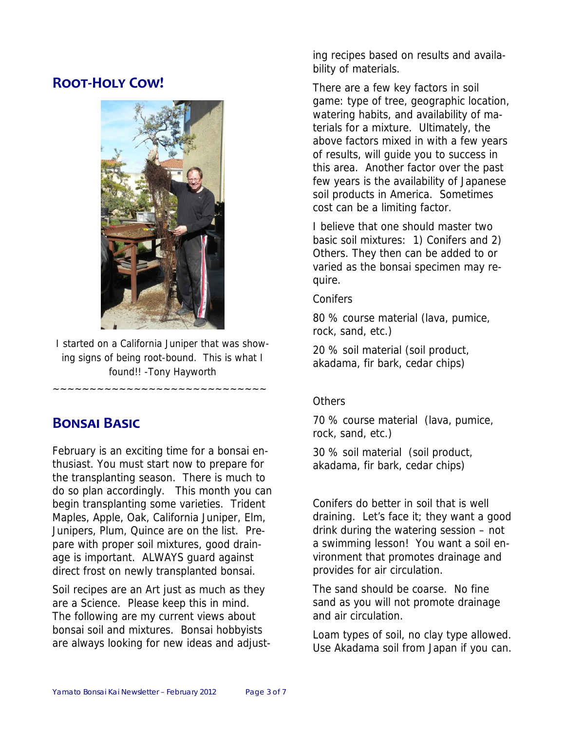## Root-Holy Cow!

I started on a California Juniper that was showing signs of being root-bound. This is what I found!! -Tony Hayworth

~~~~~~~~~~~~~~~~~~~~~~~~~~~~~~

## Bonsai Basic

February is an exciting time for a bonsai enthusiast. You must start now to prepare for the transplanting season. There is much to do so plan accordingly. This month you can begin transplanting some varieties. Trident Maples, Apple, Oak, California Juniper, Elm, Junipers, Plum, Quince are on the list. Prepare with proper soil mixtures, good drainage is important. ALWAYS guard against direct frost on newly transplanted bonsai.

Soil recipes are an Art just as much as they are a Science. Please keep this in mind. The following are my current views about bonsai soil and mixtures. Bonsai hobbyists are always looking for new ideas and adjusting recipes based on results and availability of materials.

There are a few key factors in soil game: type of tree, geographic location, watering habits, and availability of materials for a mixture. Ultimately, the above factors mixed in with a few years of results, will guide you to success in this area. Another factor over the past few years is the availability of Japanese soil products in America. Sometimes cost can be a limiting factor.

I believe that one should master two basic soil mixtures: 1) Conifers and 2) Others. They then can be added to or varied as the bonsai specimen may require.

Conifers

80 % course material (lava, pumice, rock, sand, etc.)

20 % soil material (soil product, akadama, fir bark, cedar chips)

Others

70 % course material (lava, pumice, rock, sand, etc.)

30 % soil material (soil product, akadama, fir bark, cedar chips)

Conifers do better in soil that is well draining. Let's face it; they want a good drink during the watering session – not a swimming lesson! You want a soil environment that promotes drainage and provides for air circulation.

The sand should be coarse. No fine sand as you will not promote drainage and air circulation.

Loam types of soil, no clay type allowed. Use Akadama soil from Japan if you can.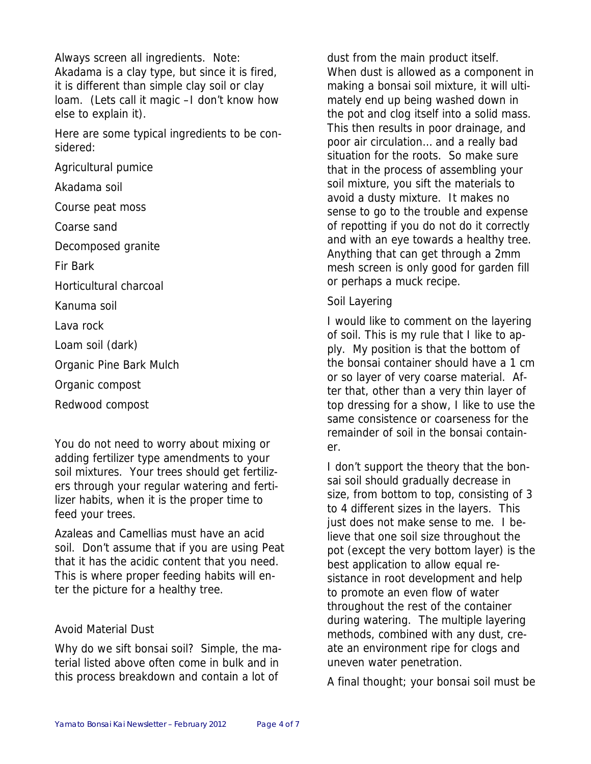Always screen all ingredients. Note: Akadama is a clay type, but since it is fired, it is different than simple clay soil or clay loam. (Lets call it magic –I don't know how else to explain it).

Here are some typical ingredients to be considered:

Agricultural pumice

Akadama soil

Course peat moss

Coarse sand

Decomposed granite

Fir Bark

Horticultural charcoal

Kanuma soil

Lava rock

Loam soil (dark)

Organic Pine Bark Mulch

Organic compost

Redwood compost

You do not need to worry about mixing or adding fertilizer type amendments to your soil mixtures. Your trees should get fertilizers through your regular watering and fertilizer habits, when it is the proper time to feed your trees.

Azaleas and Camellias must have an acid soil. Don't assume that if you are using Peat that it has the acidic content that you need. This is where proper feeding habits will enter the picture for a healthy tree.

### Avoid Material Dust

Why do we sift bonsai soil? Simple, the material listed above often come in bulk and in this process breakdown and contain a lot of dust from the main product itself. When dust is allowed as a component in making a bonsai soil mixture, it will ultimately end up being washed down in the pot and clog itself into a solid mass. This then results in poor drainage, and poor air circulation… and a really bad situation for the roots. So make sure that in the process of assembling your soil mixture, you sift the materials to avoid a dusty mixture. It makes no sense to go to the trouble and expense of repotting if you do not do it correctly and with an eye towards a healthy tree. Anything that can get through a 2mm mesh screen is only good for garden fill or perhaps a muck recipe.

### Soil Layering

I would like to comment on the layering of soil. This is my rule that I like to apply. My position is that the bottom of the bonsai container should have a 1 cm or so layer of very coarse material. After that, other than a very thin layer of top dressing for a show, I like to use the same consistence or coarseness for the remainder of soil in the bonsai container.

I don't support the theory that the bonsai soil should gradually decrease in size, from bottom to top, consisting of 3 to 4 different sizes in the layers. This just does not make sense to me. I believe that one soil size throughout the pot (except the very bottom layer) is the best application to allow equal resistance in root development and help to promote an even flow of water throughout the rest of the container during watering. The multiple layering methods, combined with any dust, create an environment ripe for clogs and uneven water penetration.

A final thought; your bonsai soil must be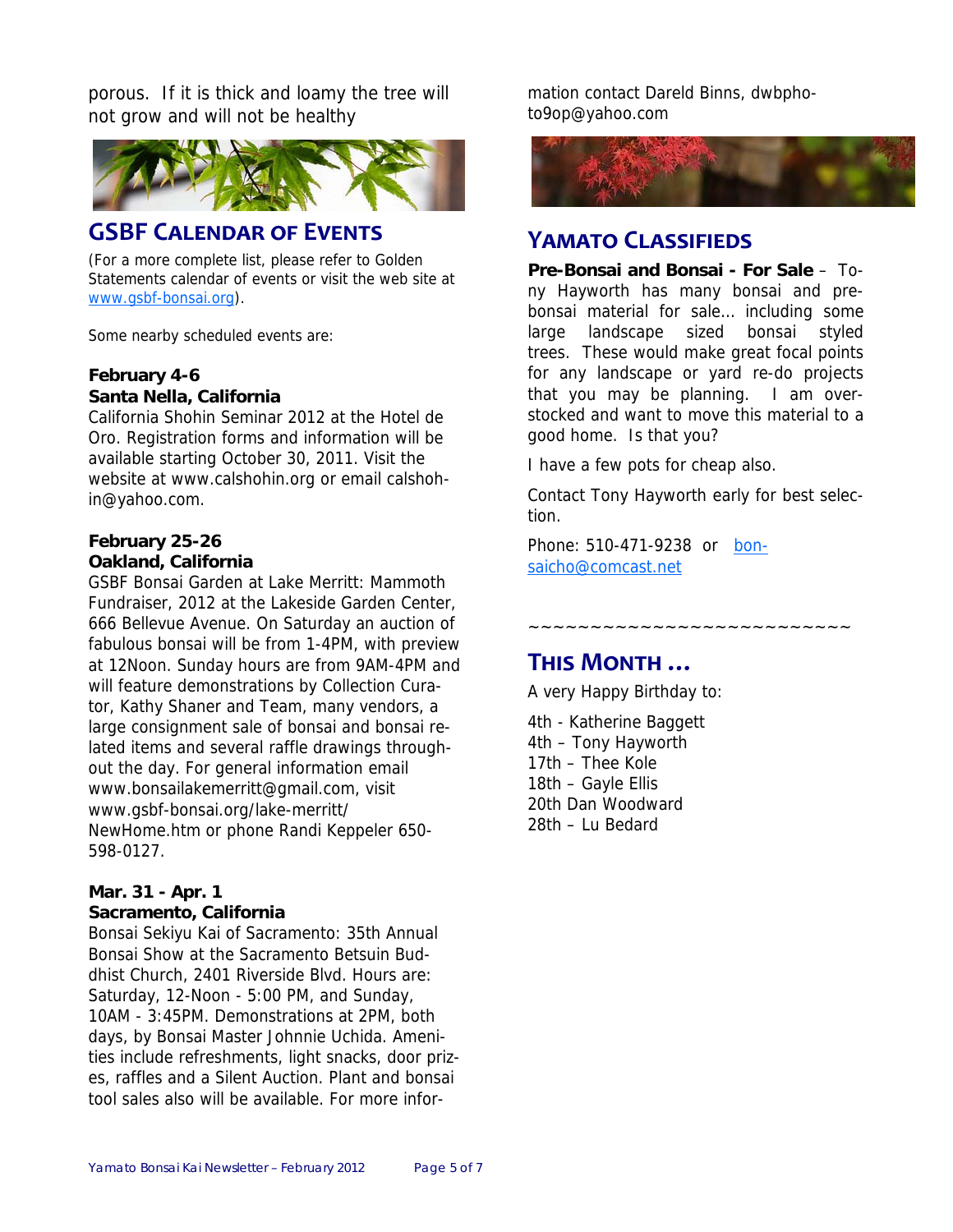porous. If it is thick and loamy the tree will not grow and will not be healthy

## GSBF Calendar of Events

(For a more complete list, please refer to Golden Statements calendar of events or visit the web site at www.gsbf-bonsai.org).

Some nearby scheduled events are:

**February 4-6**
**Santa Nella, California**
California Shohin Seminar 2012 at the Hotel de Oro. Registration forms and information will be available starting October 30, 2011. Visit the website at www.calshohin.org or email calshohin@yahoo.com.

**February 25-26**
**Oakland, California**
GSBF Bonsai Garden at Lake Merritt: Mammoth Fundraiser, 2012 at the Lakeside Garden Center, 666 Bellevue Avenue. On Saturday an auction of fabulous bonsai will be from 1-4PM, with preview at 12Noon. Sunday hours are from 9AM-4PM and will feature demonstrations by Collection Curator, Kathy Shaner and Team, many vendors, a large consignment sale of bonsai and bonsai related items and several raffle drawings throughout the day. For general information email www.bonsailakemerritt@gmail.com, visit www.gsbf-bonsai.org/lake-merritt/NewHome.htm or phone Randi Keppeler 650-598-0127.

**Mar. 31 - Apr. 1**
**Sacramento, California**
Bonsai Sekiyu Kai of Sacramento: 35th Annual Bonsai Show at the Sacramento Betsuin Buddhist Church, 2401 Riverside Blvd. Hours are: Saturday, 12-Noon - 5:00 PM, and Sunday, 10AM - 3:45PM. Demonstrations at 2PM, both days, by Bonsai Master Johnnie Uchida. Amenities include refreshments, light snacks, door prizes, raffles and a Silent Auction. Plant and bonsai tool sales also will be available. For more information contact Dareld Binns, dwbphoto9op@yahoo.com

## Yamato Classifieds

**Pre-Bonsai and Bonsai - For Sale** – Tony Hayworth has many bonsai and pre-bonsai material for sale... including some large landscape sized bonsai styled trees. These would make great focal points for any landscape or yard re-do projects that you may be planning. I am overstocked and want to move this material to a good home. Is that you?

I have a few pots for cheap also.

Contact Tony Hayworth early for best selection.

Phone: 510-471-9238 or bonsaicho@comcast.net

~~~~~~~~~~~~~~~~~~~~~~~~~~

## This Month ...

A very Happy Birthday to:

4th - Katherine Baggett
4th – Tony Hayworth
17th – Thee Kole
18th – Gayle Ellis
20th Dan Woodward
28th – Lu Bedard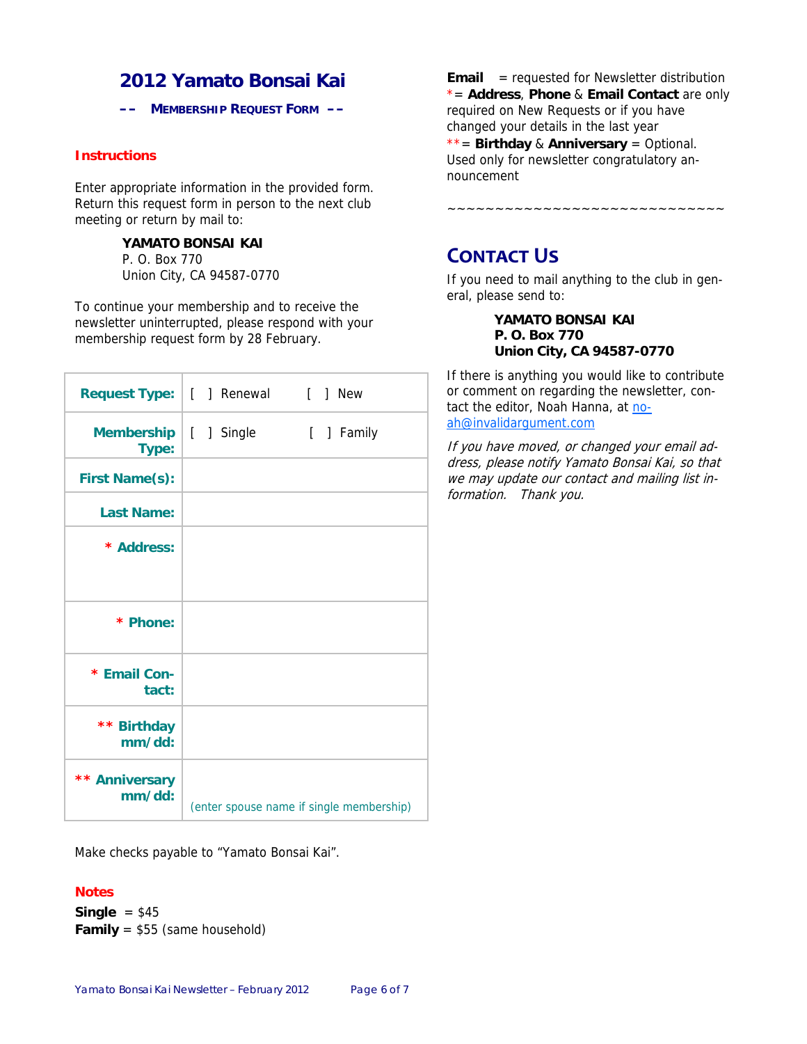# 2012 Yamato Bonsai Kai

## –– MEMBERSHIP REQUEST FORM ––

**Instructions**

Enter appropriate information in the provided form. Return this request form in person to the next club meeting or return by mail to:

> **YAMATO BONSAI KAI**
> P. O. Box 770
> Union City, CA 94587-0770

To continue your membership and to receive the newsletter uninterrupted, please respond with your membership request form by 28 February.

| | |
|---|---|
| **Request Type:** | [ ] Renewal [ ] New |
| **Membership Type:** | [ ] Single [ ] Family |
| **First Name(s):** | |
| **Last Name:** | |
| * **Address:** | |
| * **Phone:** | |
| * **Email Contact:** | |
| ** **Birthday mm/dd:** | |
| ** **Anniversary mm/dd:** | (enter spouse name if single membership) |

Make checks payable to "Yamato Bonsai Kai".

**Notes**

**Single** = $45
**Family** = $55 (same household)

**Email** = requested for Newsletter distribution
*= **Address**, **Phone** & **Email Contact** are only required on New Requests or if you have changed your details in the last year
**= **Birthday** & **Anniversary** = Optional. Used only for newsletter congratulatory announcement

~~~~~~~~~~~~~~~~~~~~~~~~~~~~~~

## CONTACT US

If you need to mail anything to the club in general, please send to:

> **YAMATO BONSAI KAI**
> **P. O. Box 770**
> **Union City, CA 94587-0770**

If there is anything you would like to contribute or comment on regarding the newsletter, contact the editor, Noah Hanna, at noah@invalidargument.com

*If you have moved, or changed your email address, please notify Yamato Bonsai Kai, so that we may update our contact and mailing list information. Thank you.*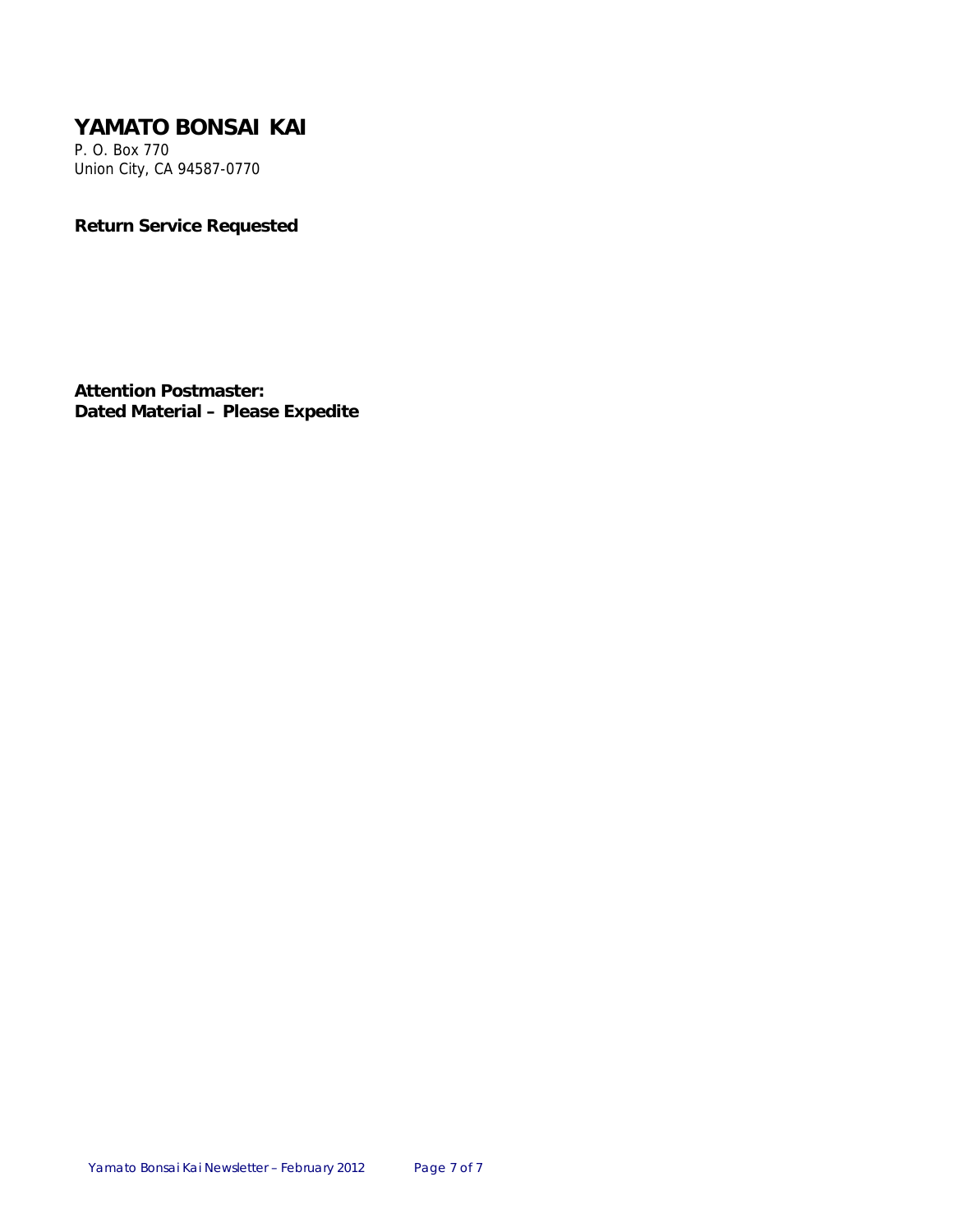**YAMATO BONSAI KAI**
P. O. Box 770
Union City, CA 94587-0770

**Return Service Requested**

**Attention Postmaster:**
**Dated Material – Please Expedite**